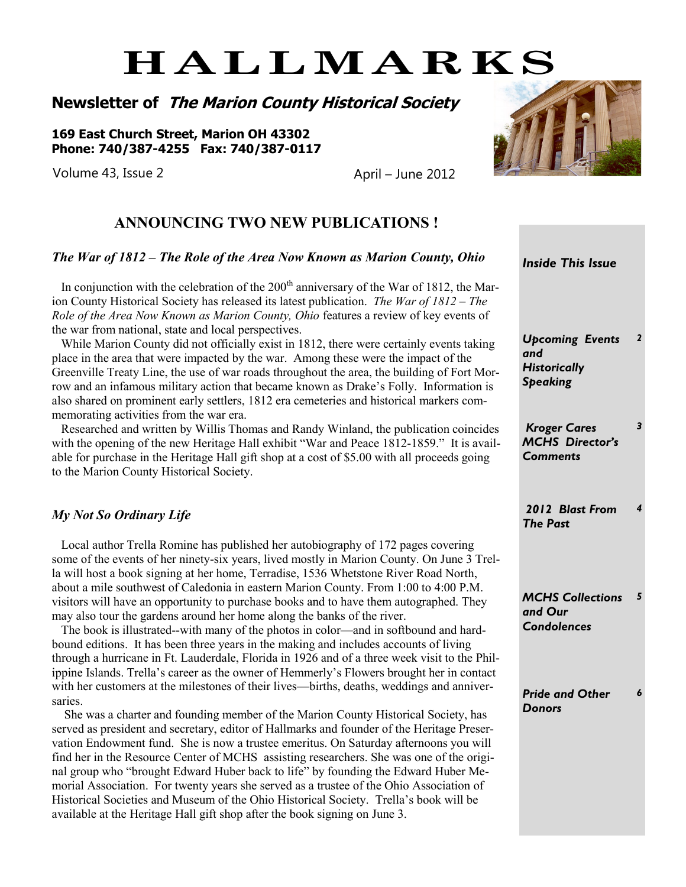# HALLMARKS

## Newsletter of *The Marion County Historical Society*

**169 East Church Street, Marion OH 43302**
**Phone: 740/387-4255 Fax: 740/387-0117**

Volume 43, Issue 2

April – June 2012

## ANNOUNCING TWO NEW PUBLICATIONS !

### *The War of 1812 – The Role of the Area Now Known as Marion County, Ohio*

In conjunction with the celebration of the 200th anniversary of the War of 1812, the Marion County Historical Society has released its latest publication. *The War of 1812 – The Role of the Area Now Known as Marion County, Ohio* features a review of key events of the war from national, state and local perspectives.

While Marion County did not officially exist in 1812, there were certainly events taking place in the area that were impacted by the war. Among these were the impact of the Greenville Treaty Line, the use of war roads throughout the area, the building of Fort Morrow and an infamous military action that became known as Drake's Folly. Information is also shared on prominent early settlers, 1812 era cemeteries and historical markers commemorating activities from the war era.

Researched and written by Willis Thomas and Randy Winland, the publication coincides with the opening of the new Heritage Hall exhibit "War and Peace 1812-1859." It is available for purchase in the Heritage Hall gift shop at a cost of $5.00 with all proceeds going to the Marion County Historical Society.

### *My Not So Ordinary Life*

Local author Trella Romine has published her autobiography of 172 pages covering some of the events of her ninety-six years, lived mostly in Marion County. On June 3 Trella will host a book signing at her home, Terradise, 1536 Whetstone River Road North, about a mile southwest of Caledonia in eastern Marion County. From 1:00 to 4:00 P.M. visitors will have an opportunity to purchase books and to have them autographed. They may also tour the gardens around her home along the banks of the river.

The book is illustrated--with many of the photos in color—and in softbound and hardbound editions. It has been three years in the making and includes accounts of living through a hurricane in Ft. Lauderdale, Florida in 1926 and of a three week visit to the Philippine Islands. Trella's career as the owner of Hemmerly's Flowers brought her in contact with her customers at the milestones of their lives—births, deaths, weddings and anniversaries.

She was a charter and founding member of the Marion County Historical Society, has served as president and secretary, editor of Hallmarks and founder of the Heritage Preservation Endowment fund. She is now a trustee emeritus. On Saturday afternoons you will find her in the Resource Center of MCHS assisting researchers. She was one of the original group who "brought Edward Huber back to life" by founding the Edward Huber Memorial Association. For twenty years she served as a trustee of the Ohio Association of Historical Societies and Museum of the Ohio Historical Society. Trella's book will be available at the Heritage Hall gift shop after the book signing on June 3.

### *Inside This Issue*

| | |
|---|---|
| *Upcoming Events and Historically Speaking* | 2 |
| *Kroger Cares MCHS Director's Comments* | 3 |
| *2012 Blast From The Past* | 4 |
| *MCHS Collections and Our Condolences* | 5 |
| *Pride and Other Donors* | 6 |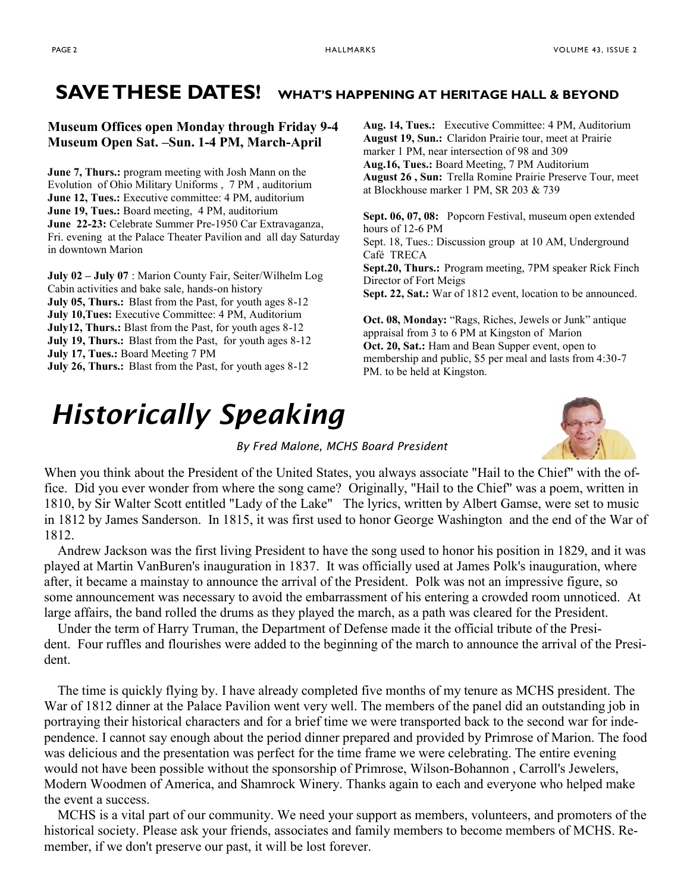# SAVE THESE DATES! WHAT'S HAPPENING AT HERITAGE HALL & BEYOND

**Museum Offices open Monday through Friday 9-4**
**Museum Open Sat. –Sun. 1-4 PM, March-April**

**June 7, Thurs.:** program meeting with Josh Mann on the Evolution of Ohio Military Uniforms , 7 PM , auditorium
**June 12, Tues.:** Executive committee: 4 PM, auditorium
**June 19, Tues.:** Board meeting, 4 PM, auditorium
**June 22-23:** Celebrate Summer Pre-1950 Car Extravaganza, Fri. evening at the Palace Theater Pavilion and all day Saturday in downtown Marion

**July 02 – July 07** : Marion County Fair, Seiter/Wilhelm Log Cabin activities and bake sale, hands-on history
**July 05, Thurs.:** Blast from the Past, for youth ages 8-12
**July 10,Tues:** Executive Committee: 4 PM, Auditorium
**July12, Thurs.:** Blast from the Past, for youth ages 8-12
**July 19, Thurs.:** Blast from the Past, for youth ages 8-12
**July 17, Tues.:** Board Meeting 7 PM
**July 26, Thurs.:** Blast from the Past, for youth ages 8-12

**Aug. 14, Tues.:** Executive Committee: 4 PM, Auditorium
**August 19, Sun.:** Claridon Prairie tour, meet at Prairie marker 1 PM, near intersection of 98 and 309
**Aug.16, Tues.:** Board Meeting, 7 PM Auditorium
**August 26 , Sun:** Trella Romine Prairie Preserve Tour, meet at Blockhouse marker 1 PM, SR 203 & 739

**Sept. 06, 07, 08:** Popcorn Festival, museum open extended hours of 12-6 PM
Sept. 18, Tues.: Discussion group at 10 AM, Underground Café TRECA
**Sept.20, Thurs.:** Program meeting, 7PM speaker Rick Finch Director of Fort Meigs
**Sept. 22, Sat.:** War of 1812 event, location to be announced.

**Oct. 08, Monday:** "Rags, Riches, Jewels or Junk" antique appraisal from 3 to 6 PM at Kingston of Marion
**Oct. 20, Sat.:** Ham and Bean Supper event, open to membership and public, $5 per meal and lasts from 4:30-7 PM. to be held at Kingston.

# *Historically Speaking*

*By Fred Malone, MCHS Board President*

When you think about the President of the United States, you always associate "Hail to the Chief" with the office. Did you ever wonder from where the song came? Originally, "Hail to the Chief" was a poem, written in 1810, by Sir Walter Scott entitled "Lady of the Lake" The lyrics, written by Albert Gamse, were set to music in 1812 by James Sanderson. In 1815, it was first used to honor George Washington and the end of the War of 1812.

Andrew Jackson was the first living President to have the song used to honor his position in 1829, and it was played at Martin VanBuren's inauguration in 1837. It was officially used at James Polk's inauguration, where after, it became a mainstay to announce the arrival of the President. Polk was not an impressive figure, so some announcement was necessary to avoid the embarrassment of his entering a crowded room unnoticed. At large affairs, the band rolled the drums as they played the march, as a path was cleared for the President.

Under the term of Harry Truman, the Department of Defense made it the official tribute of the President. Four ruffles and flourishes were added to the beginning of the march to announce the arrival of the President.

The time is quickly flying by. I have already completed five months of my tenure as MCHS president. The War of 1812 dinner at the Palace Pavilion went very well. The members of the panel did an outstanding job in portraying their historical characters and for a brief time we were transported back to the second war for independence. I cannot say enough about the period dinner prepared and provided by Primrose of Marion. The food was delicious and the presentation was perfect for the time frame we were celebrating. The entire evening would not have been possible without the sponsorship of Primrose, Wilson-Bohannon , Carroll's Jewelers, Modern Woodmen of America, and Shamrock Winery. Thanks again to each and everyone who helped make the event a success.

MCHS is a vital part of our community. We need your support as members, volunteers, and promoters of the historical society. Please ask your friends, associates and family members to become members of MCHS. Remember, if we don't preserve our past, it will be lost forever.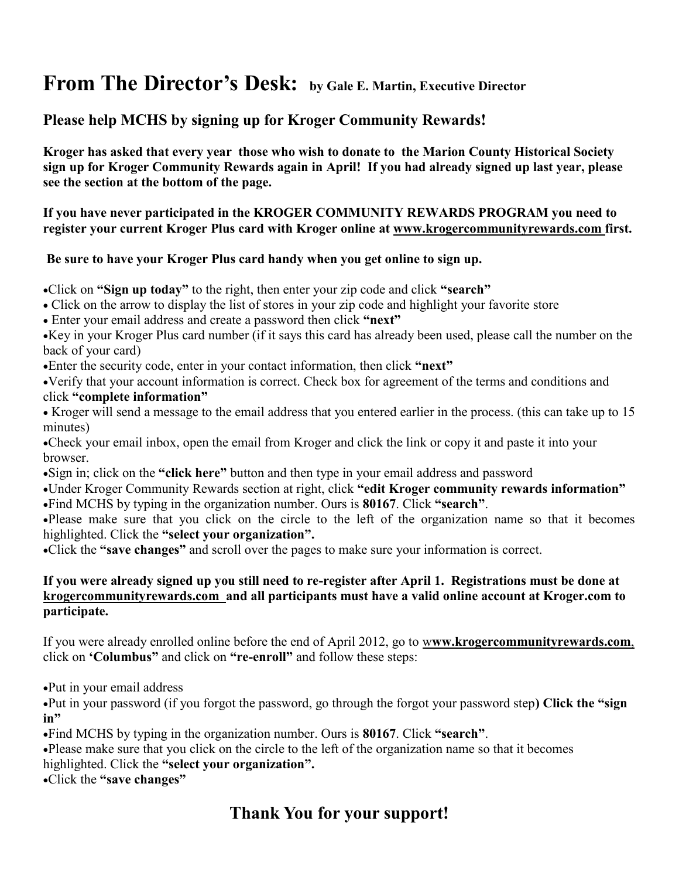# From The Director's Desk: by Gale E. Martin, Executive Director

## Please help MCHS by signing up for Kroger Community Rewards!

**Kroger has asked that every year those who wish to donate to the Marion County Historical Society sign up for Kroger Community Rewards again in April! If you had already signed up last year, please see the section at the bottom of the page.**

**If you have never participated in the KROGER COMMUNITY REWARDS PROGRAM you need to register your current Kroger Plus card with Kroger online at www.krogercommunityrewards.com first.**

**Be sure to have your Kroger Plus card handy when you get online to sign up.**

- Click on **"Sign up today"** to the right, then enter your zip code and click **"search"**
- Click on the arrow to display the list of stores in your zip code and highlight your favorite store
- Enter your email address and create a password then click **"next"**
- Key in your Kroger Plus card number (if it says this card has already been used, please call the number on the back of your card)
- Enter the security code, enter in your contact information, then click **"next"**
- Verify that your account information is correct. Check box for agreement of the terms and conditions and click **"complete information"**
- Kroger will send a message to the email address that you entered earlier in the process. (this can take up to 15 minutes)
- Check your email inbox, open the email from Kroger and click the link or copy it and paste it into your browser.
- Sign in; click on the **"click here"** button and then type in your email address and password
- Under Kroger Community Rewards section at right, click **"edit Kroger community rewards information"**
- Find MCHS by typing in the organization number. Ours is **80167**. Click **"search"**.
- Please make sure that you click on the circle to the left of the organization name so that it becomes highlighted. Click the **"select your organization".**
- Click the **"save changes"** and scroll over the pages to make sure your information is correct.

**If you were already signed up you still need to re-register after April 1. Registrations must be done at krogercommunityrewards.com and all participants must have a valid online account at Kroger.com to participate.**

If you were already enrolled online before the end of April 2012, go to **www.krogercommunityrewards.com**, click on **'Columbus"** and click on **"re-enroll"** and follow these steps:

- Put in your email address
- Put in your password (if you forgot the password, go through the forgot your password step**) Click the "sign in"**
- Find MCHS by typing in the organization number. Ours is **80167**. Click **"search"**.
- Please make sure that you click on the circle to the left of the organization name so that it becomes highlighted. Click the **"select your organization".**
- Click the **"save changes"**

## Thank You for your support!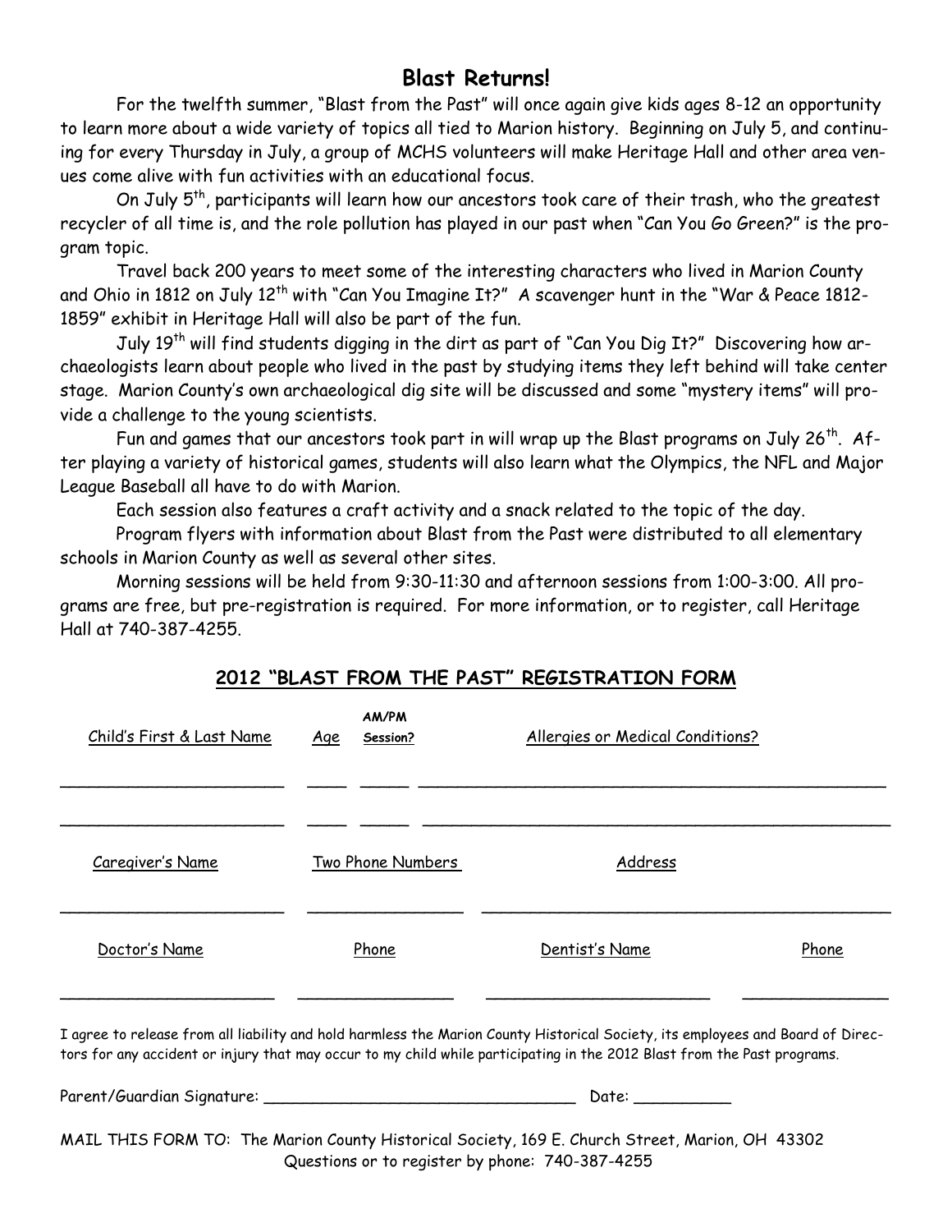## Blast Returns!

For the twelfth summer, "Blast from the Past" will once again give kids ages 8-12 an opportunity to learn more about a wide variety of topics all tied to Marion history. Beginning on July 5, and continuing for every Thursday in July, a group of MCHS volunteers will make Heritage Hall and other area venues come alive with fun activities with an educational focus.

On July 5th, participants will learn how our ancestors took care of their trash, who the greatest recycler of all time is, and the role pollution has played in our past when "Can You Go Green?" is the program topic.

Travel back 200 years to meet some of the interesting characters who lived in Marion County and Ohio in 1812 on July 12th with "Can You Imagine It?" A scavenger hunt in the "War & Peace 1812-1859" exhibit in Heritage Hall will also be part of the fun.

July 19th will find students digging in the dirt as part of "Can You Dig It?" Discovering how archaeologists learn about people who lived in the past by studying items they left behind will take center stage. Marion County's own archaeological dig site will be discussed and some "mystery items" will provide a challenge to the young scientists.

Fun and games that our ancestors took part in will wrap up the Blast programs on July 26th. After playing a variety of historical games, students will also learn what the Olympics, the NFL and Major League Baseball all have to do with Marion.

Each session also features a craft activity and a snack related to the topic of the day.

Program flyers with information about Blast from the Past were distributed to all elementary schools in Marion County as well as several other sites.

Morning sessions will be held from 9:30-11:30 and afternoon sessions from 1:00-3:00. All programs are free, but pre-registration is required. For more information, or to register, call Heritage Hall at 740-387-4255.

## 2012 "BLAST FROM THE PAST" REGISTRATION FORM

| Child's First & Last Name | Age | AM/PM Session? | Allergies or Medical Conditions? |
|---|---|---|---|
| | | | |
| | | | |

| Caregiver's Name | Two Phone Numbers | Address |
|---|---|---|
| | | |

| Doctor's Name | Phone | Dentist's Name | Phone |
|---|---|---|---|
| | | | |

I agree to release from all liability and hold harmless the Marion County Historical Society, its employees and Board of Directors for any accident or injury that may occur to my child while participating in the 2012 Blast from the Past programs.

Parent/Guardian Signature: ________________________________ Date: __________

MAIL THIS FORM TO: The Marion County Historical Society, 169 E. Church Street, Marion, OH 43302

Questions or to register by phone: 740-387-4255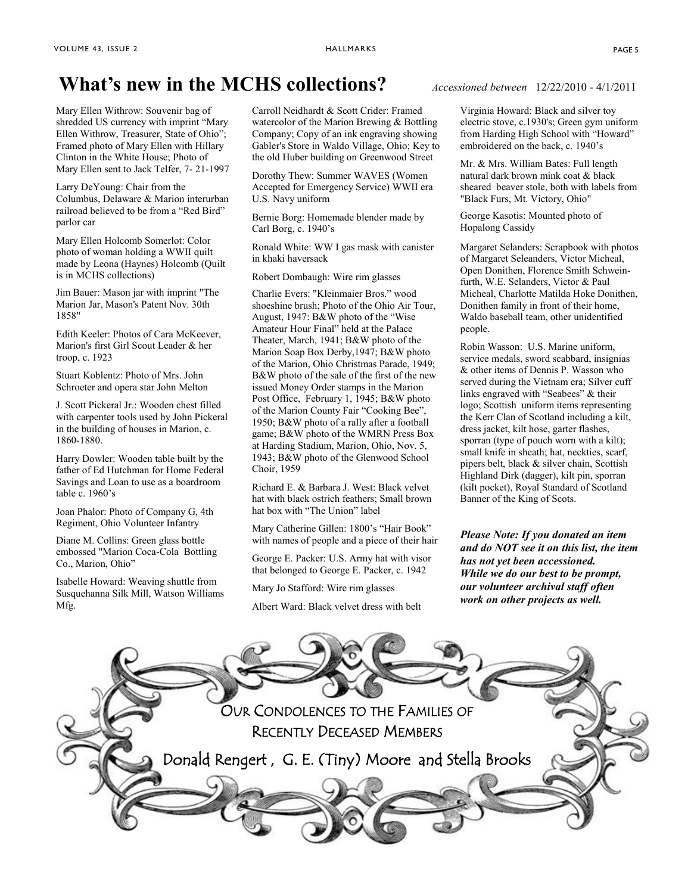# What's new in the MCHS collections?

*Accessioned between* 12/22/2010 - 4/1/2011

Mary Ellen Withrow: Souvenir bag of shredded US currency with imprint “Mary Ellen Withrow, Treasurer, State of Ohio”; Framed photo of Mary Ellen with Hillary Clinton in the White House; Photo of Mary Ellen sent to Jack Telfer, 7- 21-1997

Larry DeYoung: Chair from the Columbus, Delaware & Marion interurban railroad believed to be from a “Red Bird” parlor car

Mary Ellen Holcomb Somerlot: Color photo of woman holding a WWII quilt made by Leona (Haynes) Holcomb (Quilt is in MCHS collections)

Jim Bauer: Mason jar with imprint "The Marion Jar, Mason's Patent Nov. 30th 1858"

Edith Keeler: Photos of Cara McKeever, Marion's first Girl Scout Leader & her troop, c. 1923

Stuart Koblentz: Photo of Mrs. John Schroeter and opera star John Melton

J. Scott Pickeral Jr.: Wooden chest filled with carpenter tools used by John Pickeral in the building of houses in Marion, c. 1860-1880.

Harry Dowler: Wooden table built by the father of Ed Hutchman for Home Federal Savings and Loan to use as a boardroom table c. 1960’s

Joan Phalor: Photo of Company G, 4th Regiment, Ohio Volunteer Infantry

Diane M. Collins: Green glass bottle embossed "Marion Coca-Cola Bottling Co., Marion, Ohio”

Isabelle Howard: Weaving shuttle from Susquehanna Silk Mill, Watson Williams Mfg.

Carroll Neidhardt & Scott Crider: Framed watercolor of the Marion Brewing & Bottling Company; Copy of an ink engraving showing Gabler's Store in Waldo Village, Ohio; Key to the old Huber building on Greenwood Street

Dorothy Thew: Summer WAVES (Women Accepted for Emergency Service) WWII era U.S. Navy uniform

Bernie Borg: Homemade blender made by Carl Borg, c. 1940’s

Ronald White: WW I gas mask with canister in khaki haversack

Robert Dombaugh: Wire rim glasses

Charlie Evers: "Kleinmaier Bros.” wood shoeshine brush; Photo of the Ohio Air Tour, August, 1947: B&W photo of the “Wise Amateur Hour Final” held at the Palace Theater, March, 1941; B&W photo of the Marion Soap Box Derby,1947; B&W photo of the Marion, Ohio Christmas Parade, 1949; B&W photo of the sale of the first of the new issued Money Order stamps in the Marion Post Office, February 1, 1945; B&W photo of the Marion County Fair “Cooking Bee”, 1950; B&W photo of a rally after a football game; B&W photo of the WMRN Press Box at Harding Stadium, Marion, Ohio, Nov. 5, 1943; B&W photo of the Glenwood School Choir, 1959

Richard E. & Barbara J. West: Black velvet hat with black ostrich feathers; Small brown hat box with “The Union” label

Mary Catherine Gillen: 1800’s “Hair Book” with names of people and a piece of their hair

George E. Packer: U.S. Army hat with visor that belonged to George E. Packer, c. 1942

Mary Jo Stafford: Wire rim glasses

Albert Ward: Black velvet dress with belt

Virginia Howard: Black and silver toy electric stove, c.1930's; Green gym uniform from Harding High School with “Howard” embroidered on the back, c. 1940’s

Mr. & Mrs. William Bates: Full length natural dark brown mink coat & black sheared beaver stole, both with labels from "Black Furs, Mt. Victory, Ohio"

George Kasotis: Mounted photo of Hopalong Cassidy

Margaret Selanders: Scrapbook with photos of Margaret Seleanders, Victor Micheal, Open Donithen, Florence Smith Schweinfurth, W.E. Selanders, Victor & Paul Micheal, Charlotte Matilda Hoke Donithen, Donithen family in front of their home, Waldo baseball team, other unidentified people.

Robin Wasson: U.S. Marine uniform, service medals, sword scabbard, insignias & other items of Dennis P. Wasson who served during the Vietnam era; Silver cuff links engraved with “Seabees” & their logo; Scottish uniform items representing the Kerr Clan of Scotland including a kilt, dress jacket, kilt hose, garter flashes, sporran (type of pouch worn with a kilt); small knife in sheath; hat, neckties, scarf, pipers belt, black & silver chain, Scottish Highland Dirk (dagger), kilt pin, sporran (kilt pocket), Royal Standard of Scotland Banner of the King of Scots.

***Please Note: If you donated an item and do NOT see it on this list, the item has not yet been accessioned. While we do our best to be prompt, our volunteer archival staff often work on other projects as well.***

OUR CONDOLENCES TO THE FAMILIES OF RECENTLY DECEASED MEMBERS

Donald Rengert , G. E. (Tiny) Moore and Stella Brooks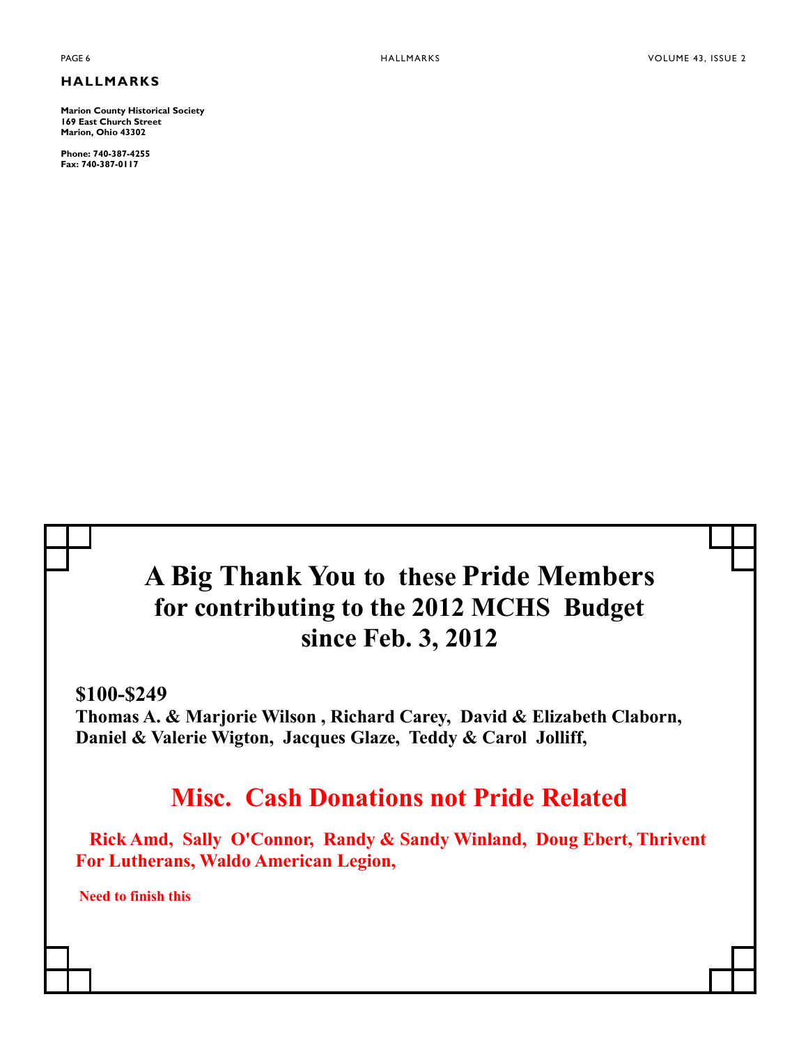## HALLMARKS

**Marion County Historical Society**
**169 East Church Street**
**Marion, Ohio 43302**

**Phone: 740-387-4255**
**Fax: 740-387-0117**

# A Big Thank You to these Pride Members for contributing to the 2012 MCHS Budget since Feb. 3, 2012

**$100-$249**

**Thomas A. & Marjorie Wilson , Richard Carey, David & Elizabeth Claborn, Daniel & Valerie Wigton, Jacques Glaze, Teddy & Carol Jolliff,**

## Misc. Cash Donations not Pride Related

**Rick Amd, Sally O'Connor, Randy & Sandy Winland, Doug Ebert, Thrivent For Lutherans, Waldo American Legion,**

**Need to finish this**